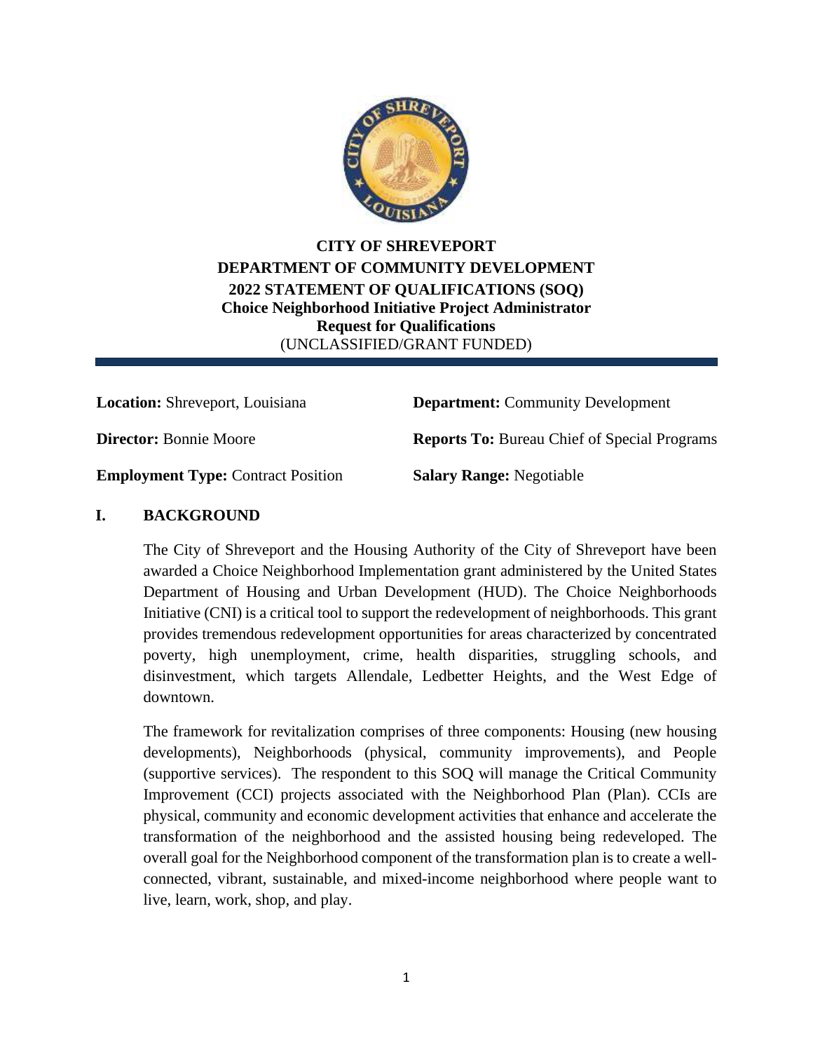# CITY OF SHREVEPORT
# DEPARTMENT OF COMMUNITY DEVELOPMENT
## 2022 STATEMENT OF QUALIFICATIONS (SOQ)
### Choice Neighborhood Initiative Project Administrator
### Request for Qualifications

(UNCLASSIFIED/GRANT FUNDED)

**Location:** Shreveport, Louisiana

**Department:** Community Development

**Director:** Bonnie Moore

**Reports To:** Bureau Chief of Special Programs

**Employment Type:** Contract Position

**Salary Range:** Negotiable

## I. BACKGROUND

The City of Shreveport and the Housing Authority of the City of Shreveport have been awarded a Choice Neighborhood Implementation grant administered by the United States Department of Housing and Urban Development (HUD). The Choice Neighborhoods Initiative (CNI) is a critical tool to support the redevelopment of neighborhoods. This grant provides tremendous redevelopment opportunities for areas characterized by concentrated poverty, high unemployment, crime, health disparities, struggling schools, and disinvestment, which targets Allendale, Ledbetter Heights, and the West Edge of downtown.

The framework for revitalization comprises of three components: Housing (new housing developments), Neighborhoods (physical, community improvements), and People (supportive services). The respondent to this SOQ will manage the Critical Community Improvement (CCI) projects associated with the Neighborhood Plan (Plan). CCIs are physical, community and economic development activities that enhance and accelerate the transformation of the neighborhood and the assisted housing being redeveloped. The overall goal for the Neighborhood component of the transformation plan is to create a well-connected, vibrant, sustainable, and mixed-income neighborhood where people want to live, learn, work, shop, and play.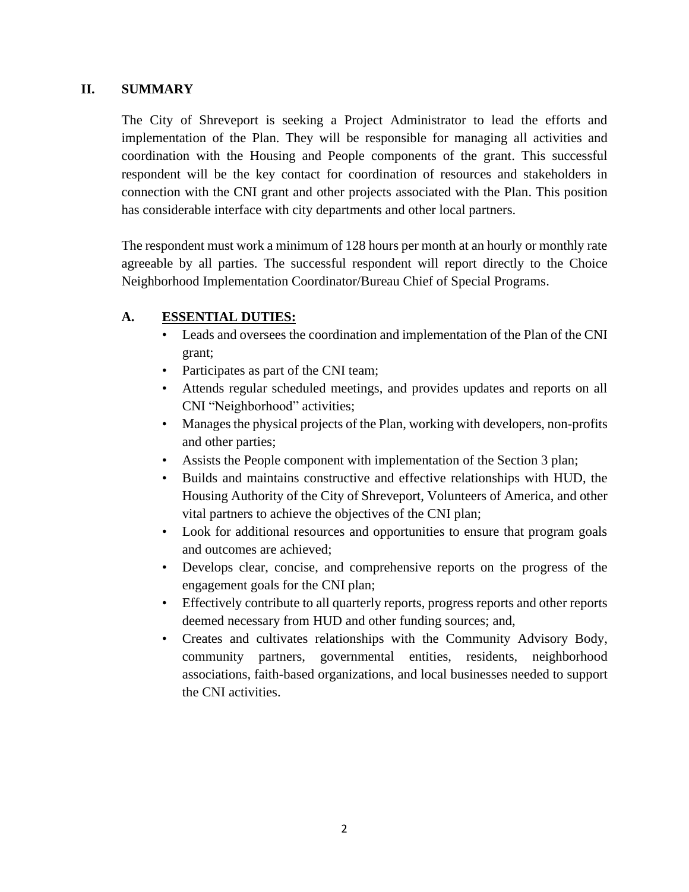## II. SUMMARY

The City of Shreveport is seeking a Project Administrator to lead the efforts and implementation of the Plan. They will be responsible for managing all activities and coordination with the Housing and People components of the grant. This successful respondent will be the key contact for coordination of resources and stakeholders in connection with the CNI grant and other projects associated with the Plan. This position has considerable interface with city departments and other local partners.

The respondent must work a minimum of 128 hours per month at an hourly or monthly rate agreeable by all parties. The successful respondent will report directly to the Choice Neighborhood Implementation Coordinator/Bureau Chief of Special Programs.

### A. <u>ESSENTIAL DUTIES:</u>

- Leads and oversees the coordination and implementation of the Plan of the CNI grant;
- Participates as part of the CNI team;
- Attends regular scheduled meetings, and provides updates and reports on all CNI "Neighborhood" activities;
- Manages the physical projects of the Plan, working with developers, non-profits and other parties;
- Assists the People component with implementation of the Section 3 plan;
- Builds and maintains constructive and effective relationships with HUD, the Housing Authority of the City of Shreveport, Volunteers of America, and other vital partners to achieve the objectives of the CNI plan;
- Look for additional resources and opportunities to ensure that program goals and outcomes are achieved;
- Develops clear, concise, and comprehensive reports on the progress of the engagement goals for the CNI plan;
- Effectively contribute to all quarterly reports, progress reports and other reports deemed necessary from HUD and other funding sources; and,
- Creates and cultivates relationships with the Community Advisory Body, community partners, governmental entities, residents, neighborhood associations, faith-based organizations, and local businesses needed to support the CNI activities.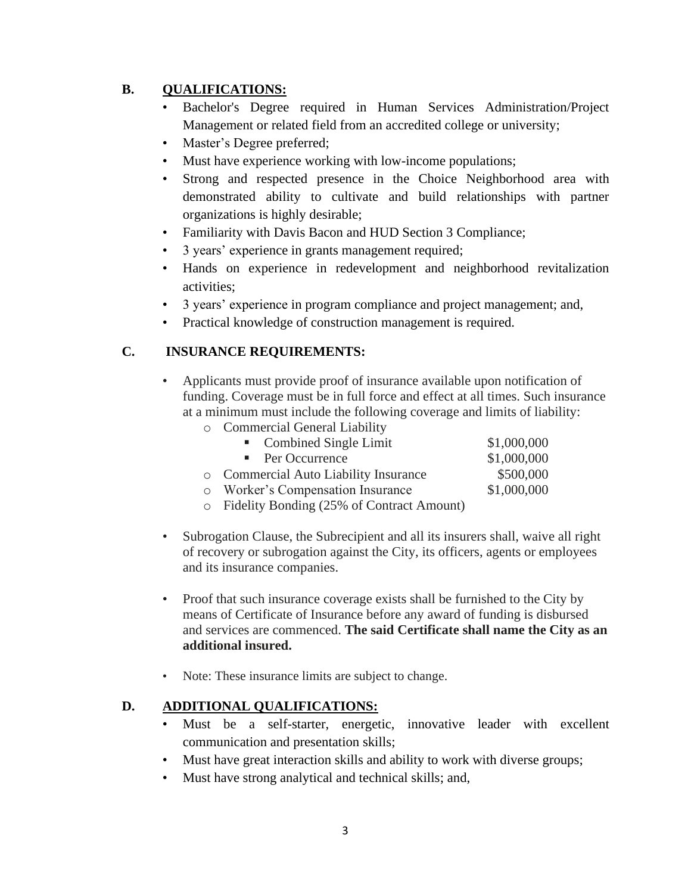## B. QUALIFICATIONS:

- Bachelor's Degree required in Human Services Administration/Project Management or related field from an accredited college or university;
- Master's Degree preferred;
- Must have experience working with low-income populations;
- Strong and respected presence in the Choice Neighborhood area with demonstrated ability to cultivate and build relationships with partner organizations is highly desirable;
- Familiarity with Davis Bacon and HUD Section 3 Compliance;
- 3 years' experience in grants management required;
- Hands on experience in redevelopment and neighborhood revitalization activities;
- 3 years' experience in program compliance and project management; and,
- Practical knowledge of construction management is required.

## C. INSURANCE REQUIREMENTS:

- Applicants must provide proof of insurance available upon notification of funding. Coverage must be in full force and effect at all times. Such insurance at a minimum must include the following coverage and limits of liability:
  - Commercial General Liability
    - Combined Single Limit — $1,000,000
    - Per Occurrence — $1,000,000
  - Commercial Auto Liability Insurance — $500,000
  - Worker's Compensation Insurance — $1,000,000
  - Fidelity Bonding (25% of Contract Amount)

- Subrogation Clause, the Subrecipient and all its insurers shall, waive all right of recovery or subrogation against the City, its officers, agents or employees and its insurance companies.

- Proof that such insurance coverage exists shall be furnished to the City by means of Certificate of Insurance before any award of funding is disbursed and services are commenced. **The said Certificate shall name the City as an additional insured.**

- Note: These insurance limits are subject to change.

## D. ADDITIONAL QUALIFICATIONS:

- Must be a self-starter, energetic, innovative leader with excellent communication and presentation skills;
- Must have great interaction skills and ability to work with diverse groups;
- Must have strong analytical and technical skills; and,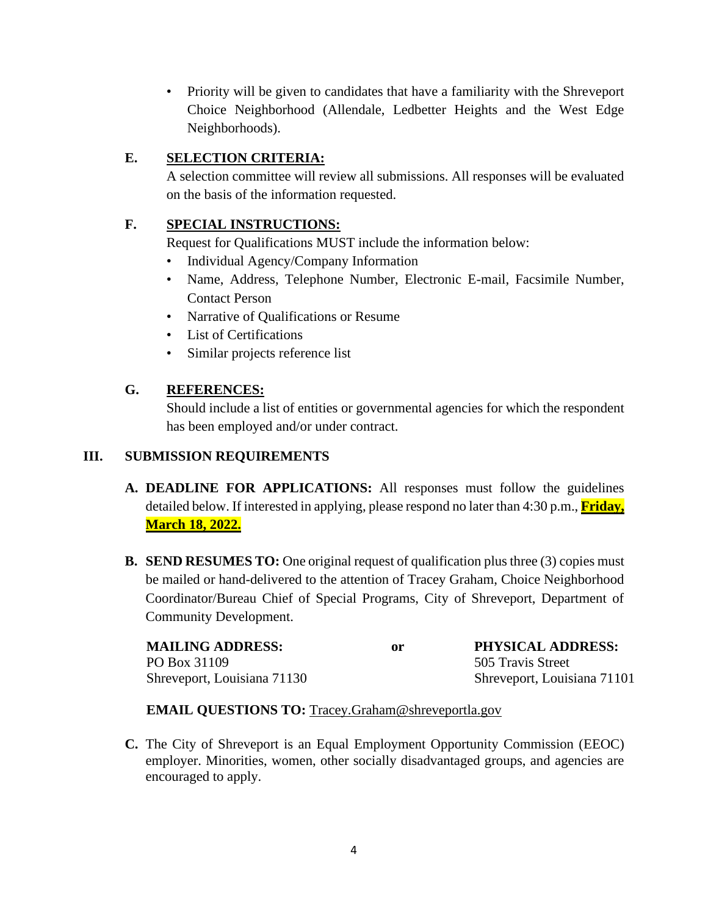- Priority will be given to candidates that have a familiarity with the Shreveport Choice Neighborhood (Allendale, Ledbetter Heights and the West Edge Neighborhoods).

**E. SELECTION CRITERIA:**

A selection committee will review all submissions. All responses will be evaluated on the basis of the information requested.

**F. SPECIAL INSTRUCTIONS:**

Request for Qualifications MUST include the information below:

- Individual Agency/Company Information
- Name, Address, Telephone Number, Electronic E-mail, Facsimile Number, Contact Person
- Narrative of Qualifications or Resume
- List of Certifications
- Similar projects reference list

**G. REFERENCES:**

Should include a list of entities or governmental agencies for which the respondent has been employed and/or under contract.

## III. SUBMISSION REQUIREMENTS

**A. DEADLINE FOR APPLICATIONS:** All responses must follow the guidelines detailed below. If interested in applying, please respond no later than 4:30 p.m., **Friday, March 18, 2022.**

**B. SEND RESUMES TO:** One original request of qualification plus three (3) copies must be mailed or hand-delivered to the attention of Tracey Graham, Choice Neighborhood Coordinator/Bureau Chief of Special Programs, City of Shreveport, Department of Community Development.

| **MAILING ADDRESS:** | **or** | **PHYSICAL ADDRESS:** |
|---|---|---|
| PO Box 31109 | | 505 Travis Street |
| Shreveport, Louisiana 71130 | | Shreveport, Louisiana 71101 |

**EMAIL QUESTIONS TO:** Tracey.Graham@shreveportla.gov

**C.** The City of Shreveport is an Equal Employment Opportunity Commission (EEOC) employer. Minorities, women, other socially disadvantaged groups, and agencies are encouraged to apply.